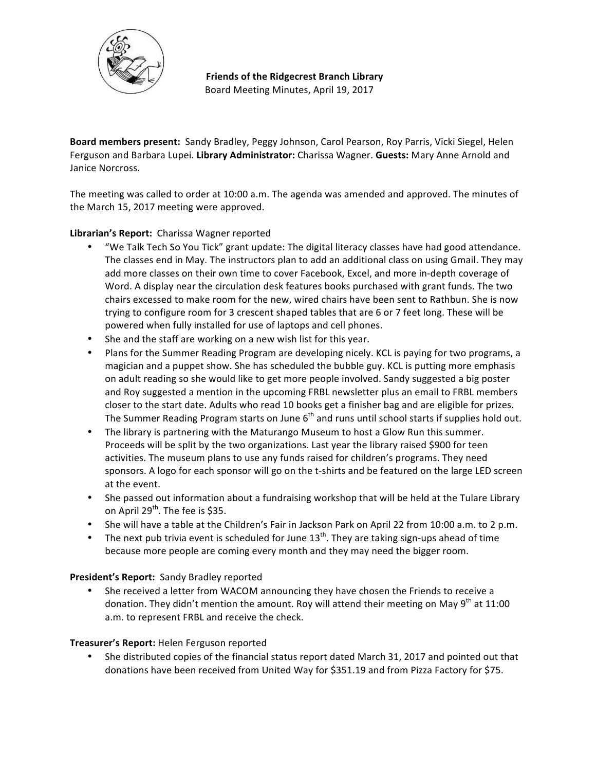**Friends of the Ridgecrest Branch Library**
Board Meeting Minutes, April 19, 2017

**Board members present:** Sandy Bradley, Peggy Johnson, Carol Pearson, Roy Parris, Vicki Siegel, Helen Ferguson and Barbara Lupei. **Library Administrator:** Charissa Wagner. **Guests:** Mary Anne Arnold and Janice Norcross.

The meeting was called to order at 10:00 a.m. The agenda was amended and approved. The minutes of the March 15, 2017 meeting were approved.

**Librarian's Report:** Charissa Wagner reported

- "We Talk Tech So You Tick" grant update: The digital literacy classes have had good attendance. The classes end in May. The instructors plan to add an additional class on using Gmail. They may add more classes on their own time to cover Facebook, Excel, and more in-depth coverage of Word. A display near the circulation desk features books purchased with grant funds. The two chairs excessed to make room for the new, wired chairs have been sent to Rathbun. She is now trying to configure room for 3 crescent shaped tables that are 6 or 7 feet long. These will be powered when fully installed for use of laptops and cell phones.
- She and the staff are working on a new wish list for this year.
- Plans for the Summer Reading Program are developing nicely. KCL is paying for two programs, a magician and a puppet show. She has scheduled the bubble guy. KCL is putting more emphasis on adult reading so she would like to get more people involved. Sandy suggested a big poster and Roy suggested a mention in the upcoming FRBL newsletter plus an email to FRBL members closer to the start date. Adults who read 10 books get a finisher bag and are eligible for prizes. The Summer Reading Program starts on June 6th and runs until school starts if supplies hold out.
- The library is partnering with the Maturango Museum to host a Glow Run this summer. Proceeds will be split by the two organizations. Last year the library raised $900 for teen activities. The museum plans to use any funds raised for children's programs. They need sponsors. A logo for each sponsor will go on the t-shirts and be featured on the large LED screen at the event.
- She passed out information about a fundraising workshop that will be held at the Tulare Library on April 29th. The fee is $35.
- She will have a table at the Children's Fair in Jackson Park on April 22 from 10:00 a.m. to 2 p.m.
- The next pub trivia event is scheduled for June 13th. They are taking sign-ups ahead of time because more people are coming every month and they may need the bigger room.

**President's Report:** Sandy Bradley reported

- She received a letter from WACOM announcing they have chosen the Friends to receive a donation. They didn't mention the amount. Roy will attend their meeting on May 9th at 11:00 a.m. to represent FRBL and receive the check.

**Treasurer's Report:** Helen Ferguson reported

- She distributed copies of the financial status report dated March 31, 2017 and pointed out that donations have been received from United Way for $351.19 and from Pizza Factory for $75.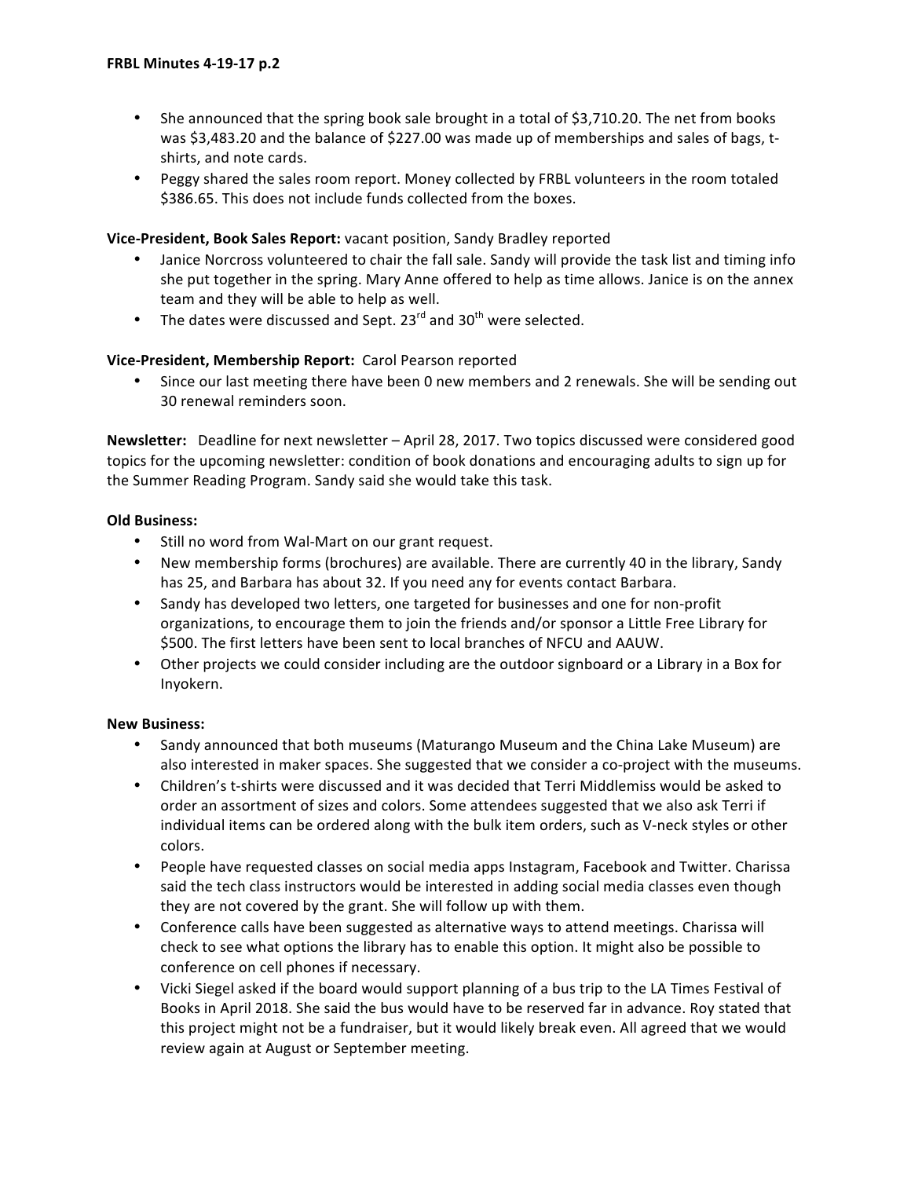- She announced that the spring book sale brought in a total of $3,710.20. The net from books was $3,483.20 and the balance of $227.00 was made up of memberships and sales of bags, t-shirts, and note cards.
- Peggy shared the sales room report. Money collected by FRBL volunteers in the room totaled $386.65. This does not include funds collected from the boxes.

**Vice-President, Book Sales Report:** vacant position, Sandy Bradley reported

- Janice Norcross volunteered to chair the fall sale. Sandy will provide the task list and timing info she put together in the spring. Mary Anne offered to help as time allows. Janice is on the annex team and they will be able to help as well.
- The dates were discussed and Sept. 23rd and 30th were selected.

**Vice-President, Membership Report:** Carol Pearson reported

- Since our last meeting there have been 0 new members and 2 renewals. She will be sending out 30 renewal reminders soon.

**Newsletter:** Deadline for next newsletter – April 28, 2017. Two topics discussed were considered good topics for the upcoming newsletter: condition of book donations and encouraging adults to sign up for the Summer Reading Program. Sandy said she would take this task.

**Old Business:**

- Still no word from Wal-Mart on our grant request.
- New membership forms (brochures) are available. There are currently 40 in the library, Sandy has 25, and Barbara has about 32. If you need any for events contact Barbara.
- Sandy has developed two letters, one targeted for businesses and one for non-profit organizations, to encourage them to join the friends and/or sponsor a Little Free Library for $500. The first letters have been sent to local branches of NFCU and AAUW.
- Other projects we could consider including are the outdoor signboard or a Library in a Box for Inyokern.

**New Business:**

- Sandy announced that both museums (Maturango Museum and the China Lake Museum) are also interested in maker spaces. She suggested that we consider a co-project with the museums.
- Children's t-shirts were discussed and it was decided that Terri Middlemiss would be asked to order an assortment of sizes and colors. Some attendees suggested that we also ask Terri if individual items can be ordered along with the bulk item orders, such as V-neck styles or other colors.
- People have requested classes on social media apps Instagram, Facebook and Twitter. Charissa said the tech class instructors would be interested in adding social media classes even though they are not covered by the grant. She will follow up with them.
- Conference calls have been suggested as alternative ways to attend meetings. Charissa will check to see what options the library has to enable this option. It might also be possible to conference on cell phones if necessary.
- Vicki Siegel asked if the board would support planning of a bus trip to the LA Times Festival of Books in April 2018. She said the bus would have to be reserved far in advance. Roy stated that this project might not be a fundraiser, but it would likely break even. All agreed that we would review again at August or September meeting.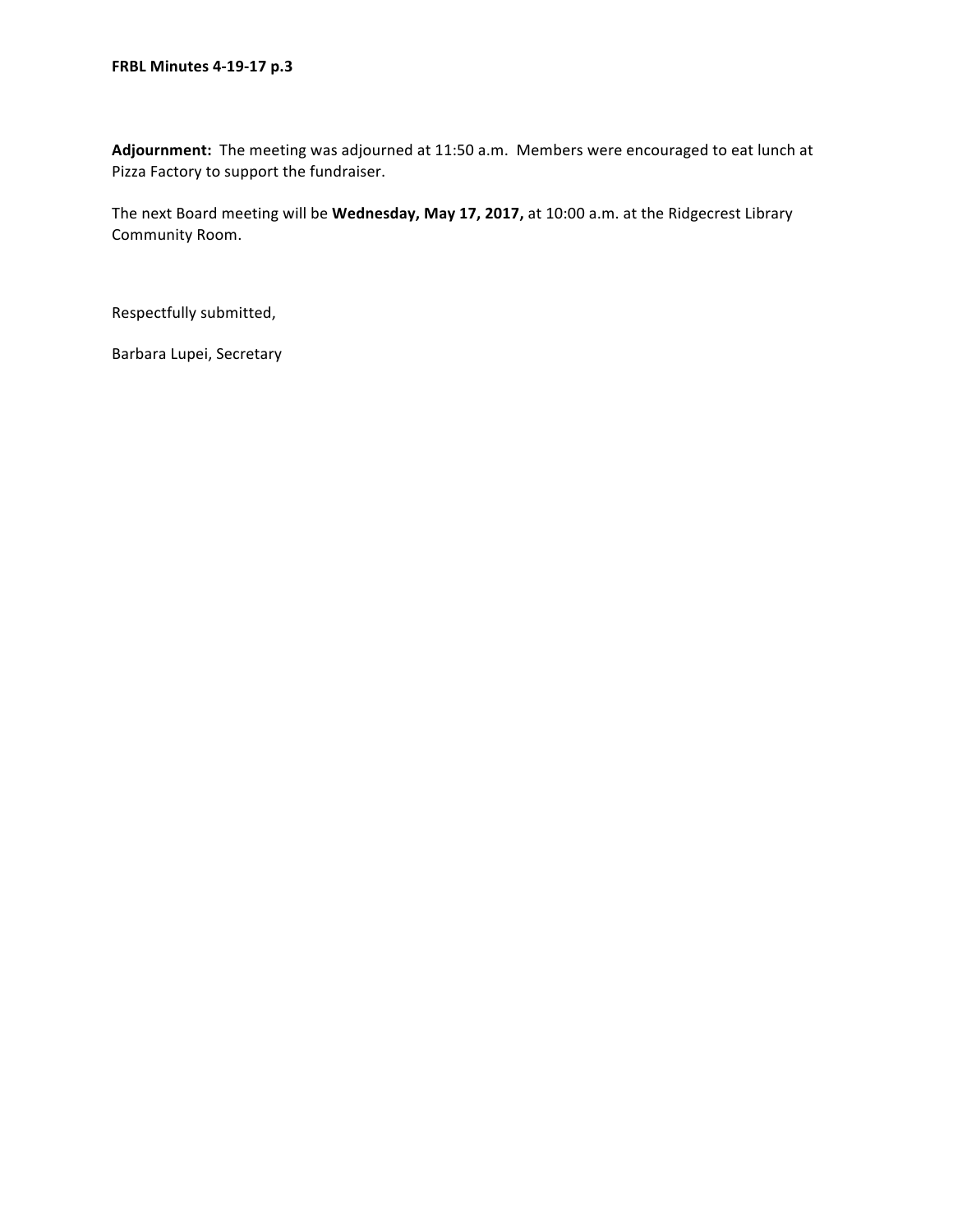**Adjournment:** The meeting was adjourned at 11:50 a.m. Members were encouraged to eat lunch at Pizza Factory to support the fundraiser.

The next Board meeting will be **Wednesday, May 17, 2017,** at 10:00 a.m. at the Ridgecrest Library Community Room.

Respectfully submitted,

Barbara Lupei, Secretary